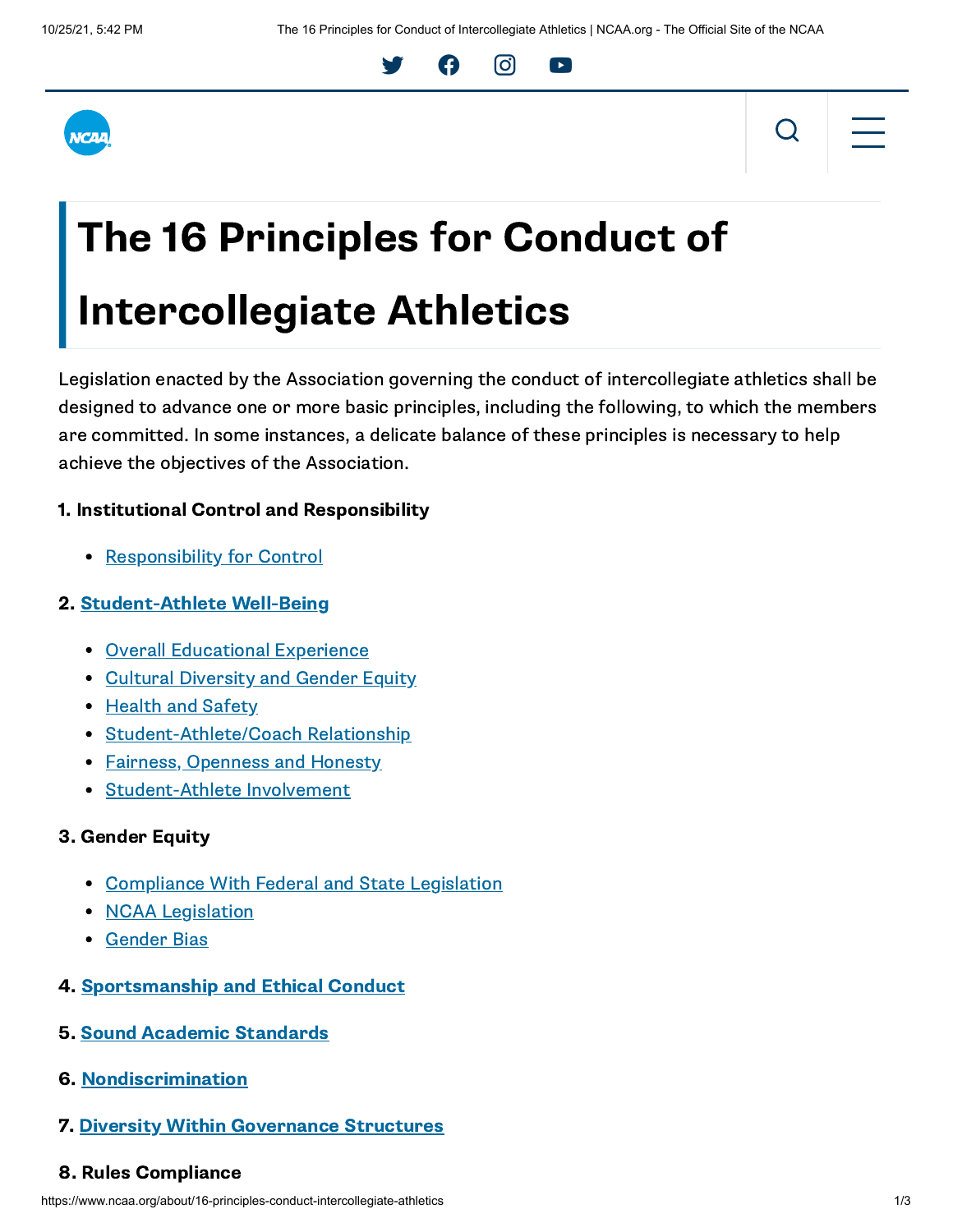# The 16 Principles for Conduct of Intercollegiate Athletics

Legislation enacted by the Association governing the conduct of intercollegiate athletics shall be designed to advance one or more basic principles, including the following, to which the members are committed. In some instances, a delicate balance of these principles is necessary to help achieve the objectives of the Association.

**1. Institutional Control and Responsibility**

- Responsibility for Control

**2. Student-Athlete Well-Being**

- Overall Educational Experience
- Cultural Diversity and Gender Equity
- Health and Safety
- Student-Athlete/Coach Relationship
- Fairness, Openness and Honesty
- Student-Athlete Involvement

**3. Gender Equity**

- Compliance With Federal and State Legislation
- NCAA Legislation
- Gender Bias

**4. Sportsmanship and Ethical Conduct**

**5. Sound Academic Standards**

**6. Nondiscrimination**

**7. Diversity Within Governance Structures**

**8. Rules Compliance**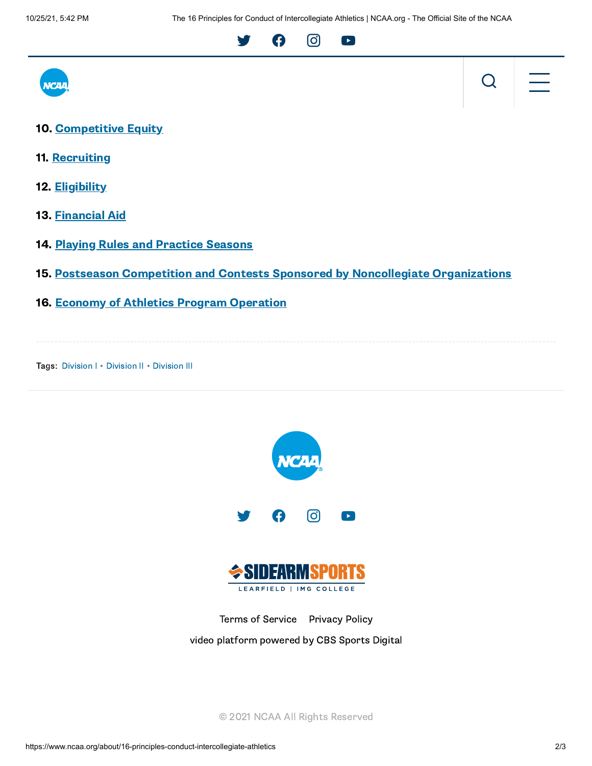10. Competitive Equity

11. Recruiting

12. Eligibility

13. Financial Aid

14. Playing Rules and Practice Seasons

15. Postseason Competition and Contests Sponsored by Noncollegiate Organizations

16. Economy of Athletics Program Operation

---

Tags: Division I • Division II • Division III

Terms of Service    Privacy Policy

video platform powered by CBS Sports Digital

© 2021 NCAA All Rights Reserved